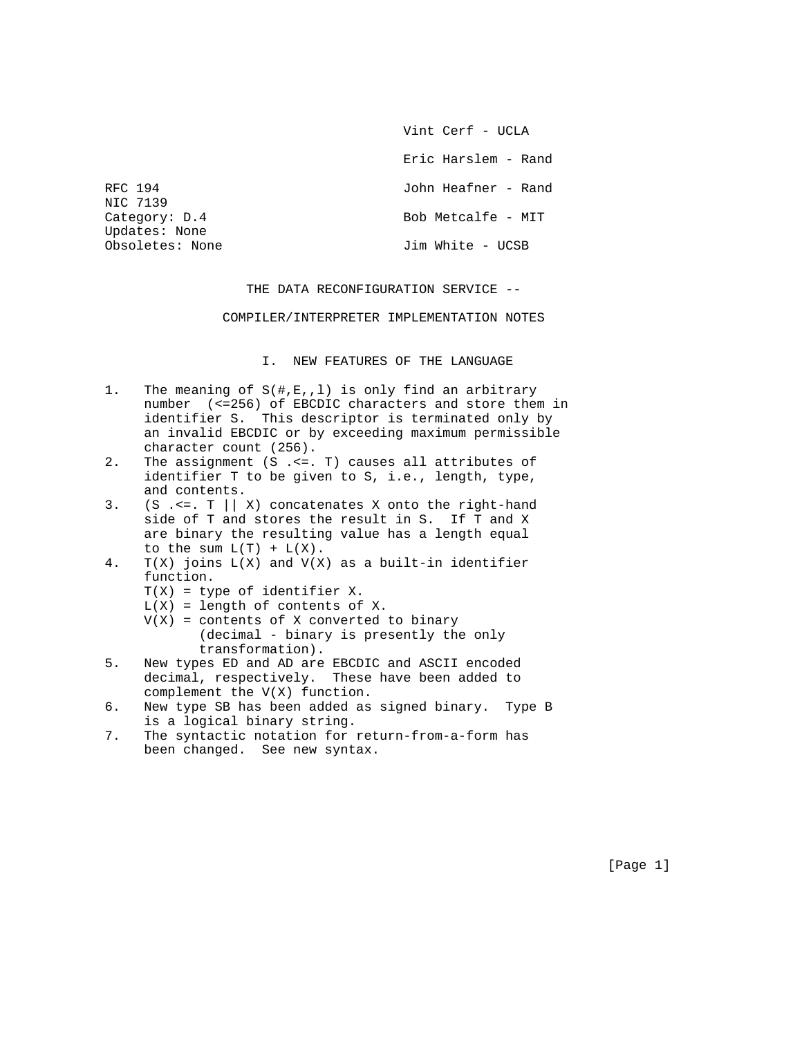Vint Cerf - UCLA

Eric Harslem - Rand

RFC 194
NIC 7139
Category: D.4
Updates: None
Obsoletes: None

John Heafner - Rand

Bob Metcalfe - MIT

Jim White - UCSB

# THE DATA RECONFIGURATION SERVICE --

# COMPILER/INTERPRETER IMPLEMENTATION NOTES

## I. NEW FEATURES OF THE LANGUAGE

1. The meaning of S(#,E,,l) is only find an arbitrary number (<=256) of EBCDIC characters and store them in identifier S. This descriptor is terminated only by an invalid EBCDIC or by exceeding maximum permissible character count (256).
2. The assignment (S .<=. T) causes all attributes of identifier T to be given to S, i.e., length, type, and contents.
3. (S .<=. T || X) concatenates X onto the right-hand side of T and stores the result in S. If T and X are binary the resulting value has a length equal to the sum L(T) + L(X).
4. T(X) joins L(X) and V(X) as a built-in identifier function.
   T(X) = type of identifier X.
   L(X) = length of contents of X.
   V(X) = contents of X converted to binary
   (decimal - binary is presently the only
   transformation).
5. New types ED and AD are EBCDIC and ASCII encoded decimal, respectively. These have been added to complement the V(X) function.
6. New type SB has been added as signed binary. Type B is a logical binary string.
7. The syntactic notation for return-from-a-form has been changed. See new syntax.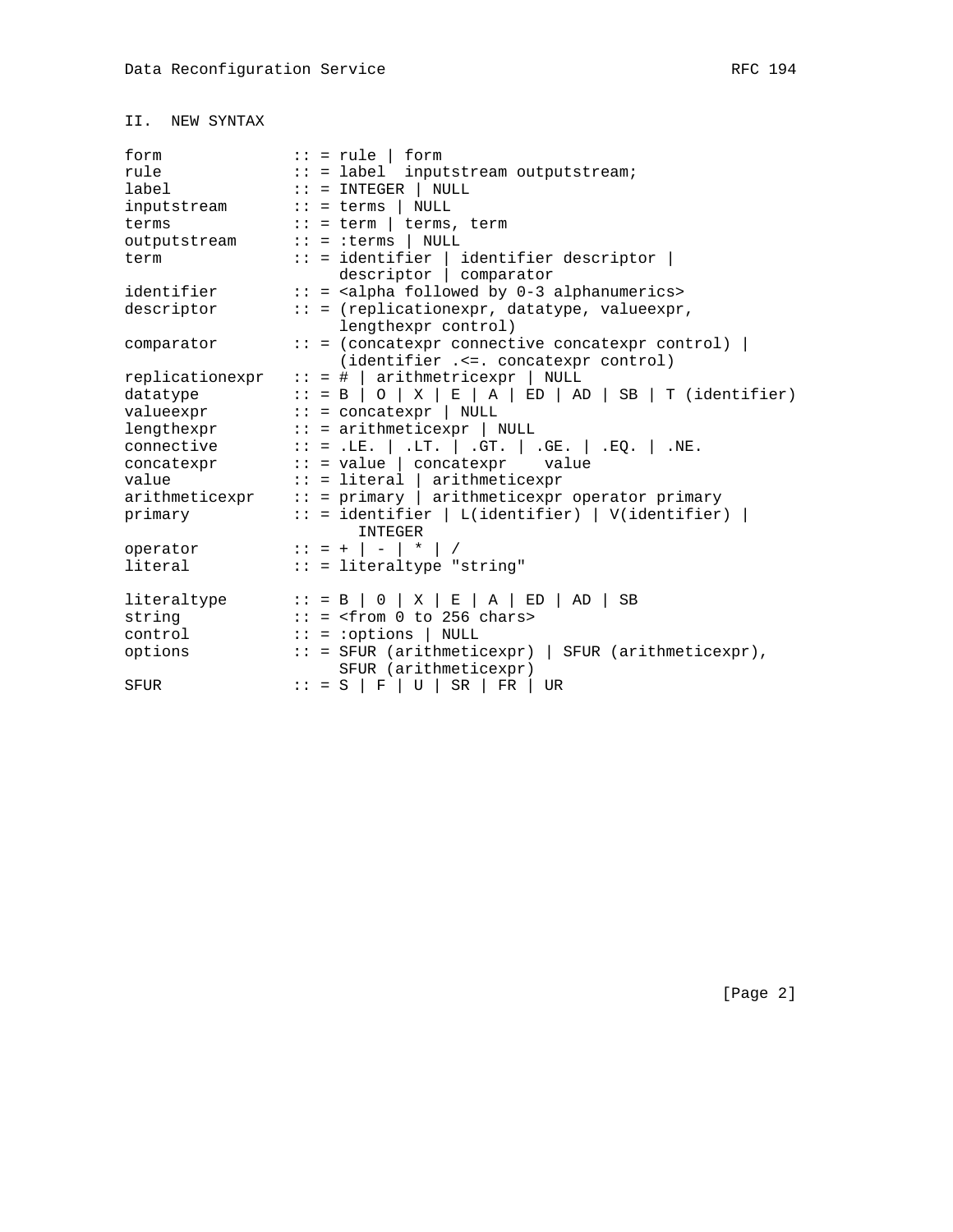## II. NEW SYNTAX

```
form             :: = rule | form
rule             :: = label  inputstream outputstream;
label            :: = INTEGER | NULL
inputstream      :: = terms | NULL
terms            :: = term | terms, term
outputstream     :: = :terms | NULL
term             :: = identifier | identifier descriptor |
                      descriptor | comparator
identifier       :: = <alpha followed by 0-3 alphanumerics>
descriptor       :: = (replicationexpr, datatype, valueexpr,
                      lengthexpr control)
comparator       :: = (concatexpr connective concatexpr control) |
                      (identifier .<=. concatexpr control)
replicationexpr  :: = # | arithmetricexpr | NULL
datatype         :: = B | O | X | E | A | ED | AD | SB | T (identifier)
valueexpr        :: = concatexpr | NULL
lengthexpr       :: = arithmeticexpr | NULL
connective       :: = .LE. | .LT. | .GT. | .GE. | .EQ. | .NE.
concatexpr       :: = value | concatexpr    value
value            :: = literal | arithmeticexpr
arithmeticexpr   :: = primary | arithmeticexpr operator primary
primary          :: = identifier | L(identifier) | V(identifier) |
                        INTEGER
operator         :: = + | - | * | /
literal          :: = literaltype "string"

literaltype      :: = B | 0 | X | E | A | ED | AD | SB
string           :: = <from 0 to 256 chars>
control          :: = :options | NULL
options          :: = SFUR (arithmeticexpr) | SFUR (arithmeticexpr),
                      SFUR (arithmeticexpr)
SFUR             :: = S | F | U | SR | FR | UR
```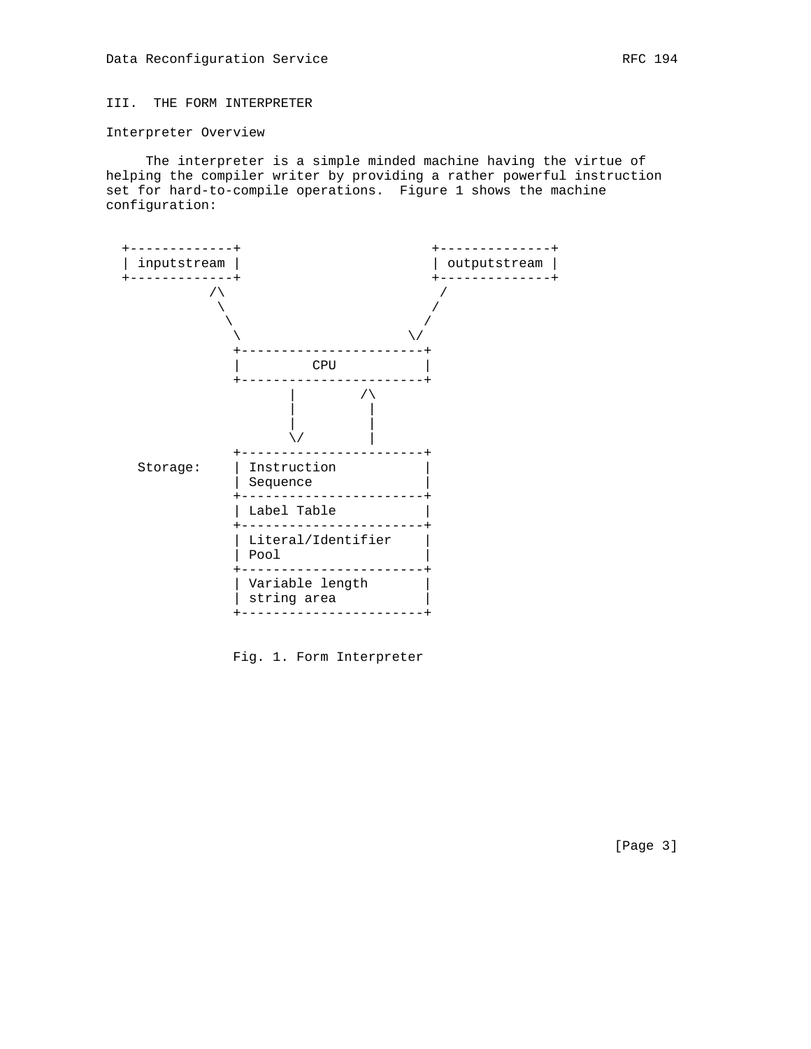## III. THE FORM INTERPRETER

### Interpreter Overview

The interpreter is a simple minded machine having the virtue of helping the compiler writer by providing a rather powerful instruction set for hard-to-compile operations. Figure 1 shows the machine configuration:

```
  +-------------+                       +--------------+
  | inputstream |                       | outputstream |
  +-------------+                       +--------------+
            /\                            /
             \                           /
              \                         /
               \                      \/
               +-----------------------+
               |         CPU           |
               +-----------------------+
                      |        /\
                      |        |
                      |        |
                      \/       |
               +-----------------------+
    Storage:   | Instruction           |
               | Sequence              |
               +-----------------------+
               | Label Table           |
               +-----------------------+
               | Literal/Identifier    |
               | Pool                  |
               +-----------------------+
               | Variable length       |
               | string area           |
               +-----------------------+
```

Fig. 1. Form Interpreter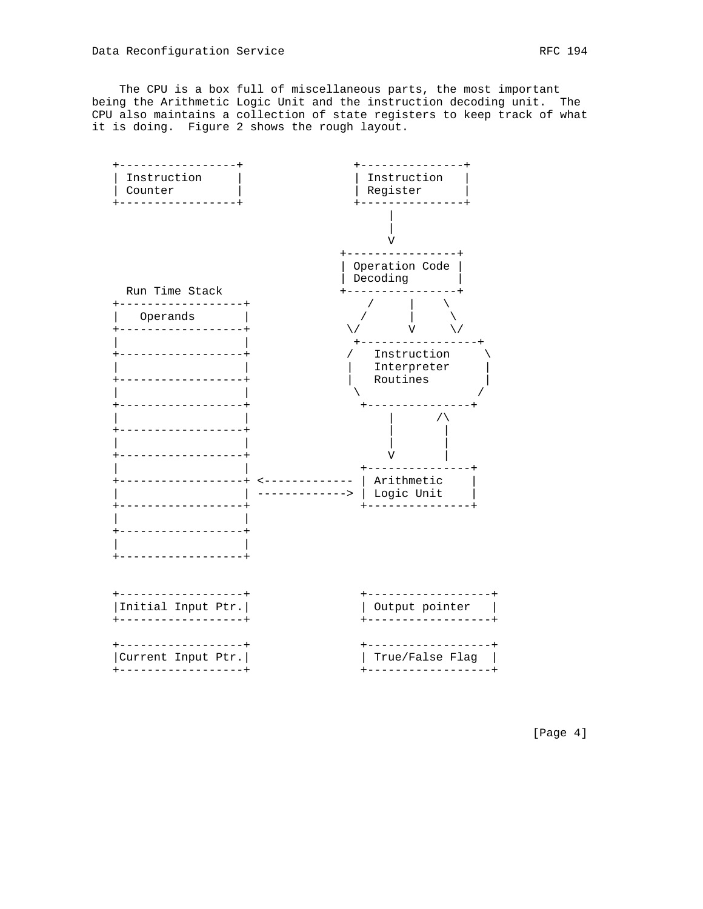The CPU is a box full of miscellaneous parts, the most important being the Arithmetic Logic Unit and the instruction decoding unit. The CPU also maintains a collection of state registers to keep track of what it is doing. Figure 2 shows the rough layout.

```
   +-----------------+              +---------------+
   | Instruction     |              | Instruction   |
   | Counter         |              | Register      |
   +-----------------+              +---------------+
                                         |
                                         |
                                         V
                                  +----------------+
                                  | Operation Code |
                                  | Decoding       |
     Run Time Stack               +----------------+
   +------------------+              /     |    \
   |   Operands       |             /      |     \
   +------------------+           \/       V     \/
   |                  |             +-----------------+
   +------------------+           /   Instruction     \
   |                  |           |   Interpreter     |
   +------------------+           |   Routines        |
   |                  |            \                 /
   +------------------+             +---------------+
   |                  |                  |      /\
   +------------------+                  |       |
   |                  |                  |       |
   +------------------+                  V       |
   |                  |             +---------------+
   +------------------+ <------------- | Arithmetic    |
   |                  | -------------> | Logic Unit    |
   +------------------+             +---------------+
   |                  |
   +------------------+
   |                  |
   +------------------+


   +------------------+             +------------------+
   |Initial Input Ptr.|             | Output pointer   |
   +------------------+             +------------------+

   +------------------+             +------------------+
   |Current Input Ptr.|             | True/False Flag  |
   +------------------+             +------------------+
```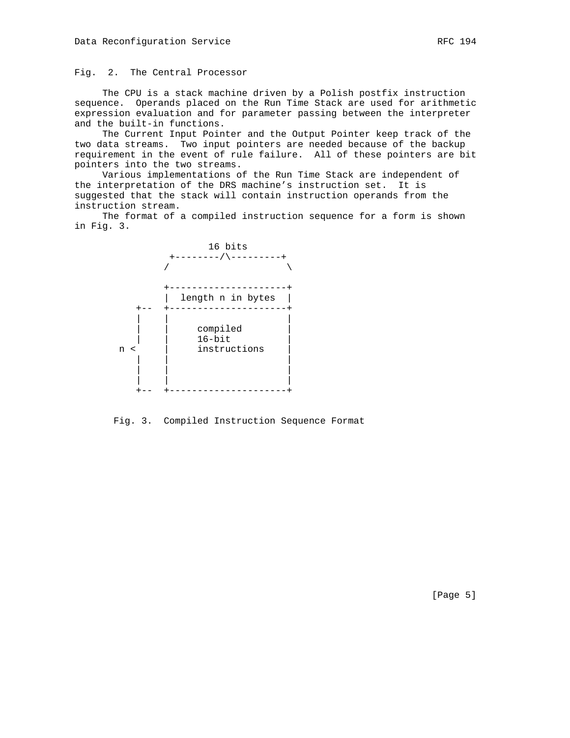Fig. 2. The Central Processor

The CPU is a stack machine driven by a Polish postfix instruction sequence. Operands placed on the Run Time Stack are used for arithmetic expression evaluation and for parameter passing between the interpreter and the built-in functions.

The Current Input Pointer and the Output Pointer keep track of the two data streams. Two input pointers are needed because of the backup requirement in the event of rule failure. All of these pointers are bit pointers into the two streams.

Various implementations of the Run Time Stack are independent of the interpretation of the DRS machine's instruction set. It is suggested that the stack will contain instruction operands from the instruction stream.

The format of a compiled instruction sequence for a form is shown in Fig. 3.

```
                    16 bits
              +--------/\---------+
             /                     \

             +---------------------+
             |  length n in bytes  |
         +-- +---------------------+
         |   |                     |
         |   |     compiled        |
         |   |     16-bit          |
      n <    |     instructions    |
         |   |                     |
         |   |                     |
         |   |                     |
         +-- +---------------------+
```

Fig. 3. Compiled Instruction Sequence Format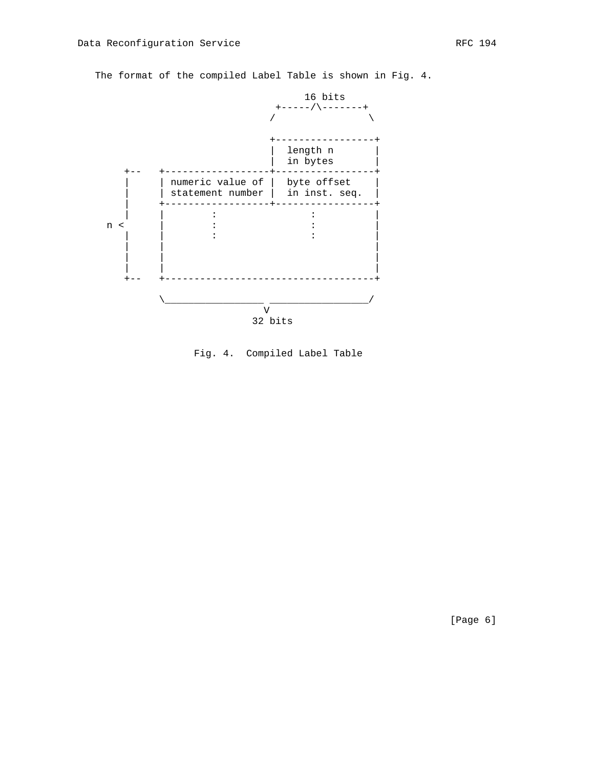The format of the compiled Label Table is shown in Fig. 4.

```
                                   16 bits
                                +-----/\-------+
                               /                \

                               +-----------------+
                               |  length n       |
                               |  in bytes       |
     +--   +-------------------+-----------------+
     |     | numeric value of |  byte offset     |
     |     | statement number |  in inst. seq.   |
     |     +-------------------+-----------------+
     |     |        :                :           |
 n  <      |        :                :           |
     |     |        :                :           |
     |     |                                     |
     |     |                                     |
     |     |                                     |
     +--   +-------------------------------------+

           \_________________ _________________/
                             V
                          32 bits
```

Fig. 4.  Compiled Label Table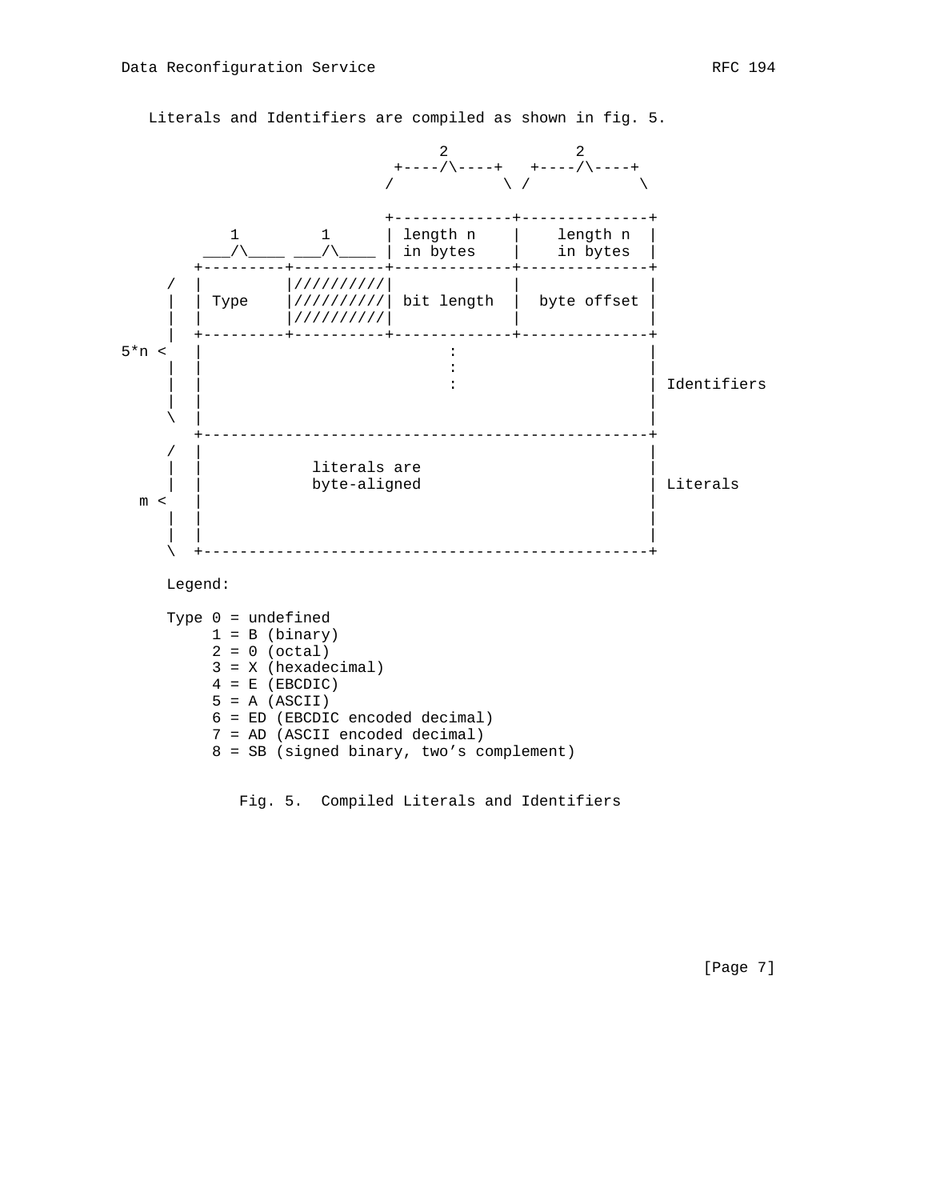Literals and Identifiers are compiled as shown in fig. 5.

```
                                 2              2
                            +----/\----+   +----/\----+
                           /            \ /            \

                           +-------------+--------------+
          1         1      | length n    |    length n  |
       ___/\____ ___/\____ | in bytes    |    in bytes  |
      +---------+----------+-------------+--------------+
   /  |         |//////////|             |              |
   |  | Type    |//////////| bit length  |  byte offset |
   |  |         |//////////|             |              |
   |  +---------+----------+-------------+--------------+
5*n < |                          :                      |
   |  |                          :                      |
   |  |                          :                      | Identifiers
   |  |                                                 |
   \  |                                                 |
      +-------------------------------------------------+
   /  |                                                 |
   |  |          literals are                           |
   |  |          byte-aligned                           | Literals
 m <  |                                                 |
   |  |                                                 |
   |  |                                                 |
   \  +-------------------------------------------------+

   Legend:

   Type 0 = undefined
        1 = B (binary)
        2 = 0 (octal)
        3 = X (hexadecimal)
        4 = E (EBCDIC)
        5 = A (ASCII)
        6 = ED (EBCDIC encoded decimal)
        7 = AD (ASCII encoded decimal)
        8 = SB (signed binary, two's complement)
```

Fig. 5. Compiled Literals and Identifiers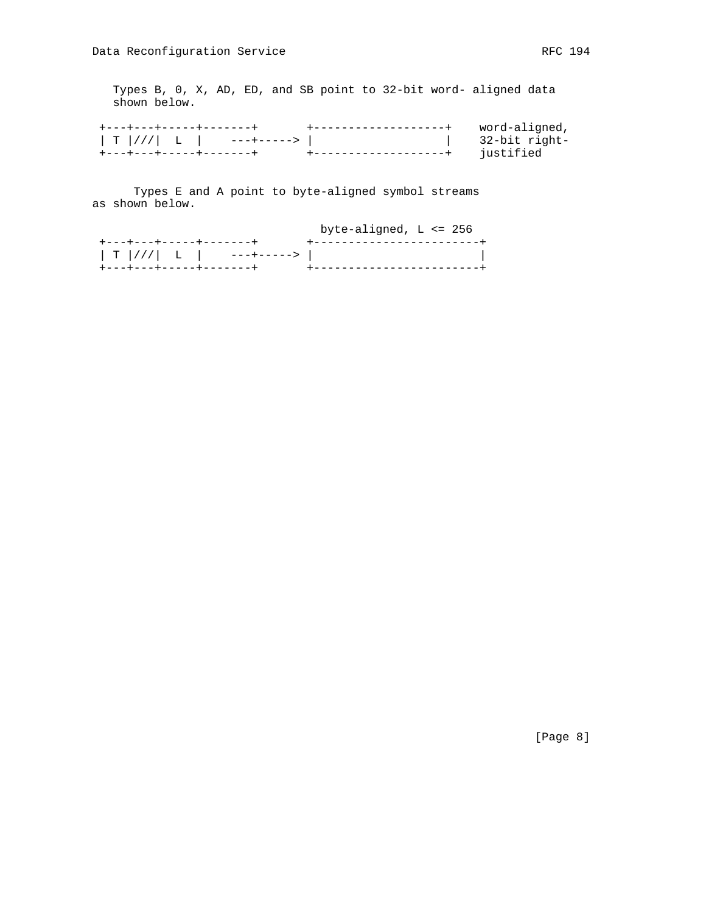Types B, 0, X, AD, ED, and SB point to 32-bit word- aligned data shown below.

```
 +---+---+-----+-------+       +-------------------+    word-aligned,
 | T |///|  L  |    ---+-----> |                   |    32-bit right-
 +---+---+-----+-------+       +-------------------+    justified
```

Types E and A point to byte-aligned symbol streams as shown below.

```
                                  byte-aligned, L <= 256
 +---+---+-----+-------+       +------------------------+
 | T |///|  L  |    ---+-----> |                        |
 +---+---+-----+-------+       +------------------------+
```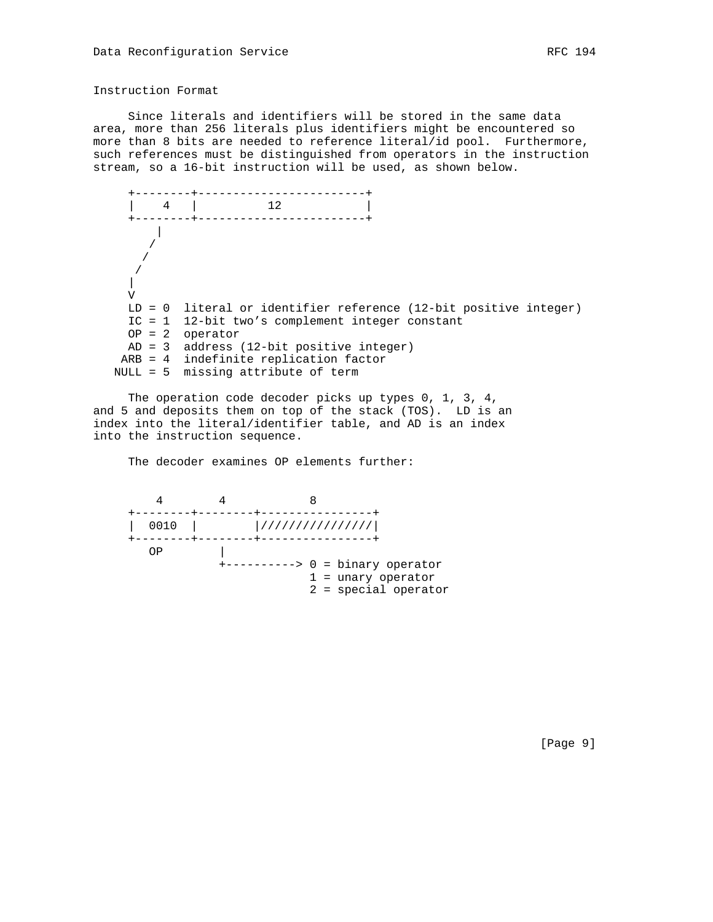## Instruction Format

Since literals and identifiers will be stored in the same data area, more than 256 literals plus identifiers might be encountered so more than 8 bits are needed to reference literal/id pool. Furthermore, such references must be distinguished from operators in the instruction stream, so a 16-bit instruction will be used, as shown below.

```
     +--------+------------------------+
     |    4   |          12            |
     +--------+------------------------+
         |
        /
       /
      /
     |
     V
     LD = 0  literal or identifier reference (12-bit positive integer)
     IC = 1  12-bit two's complement integer constant
     OP = 2  operator
     AD = 3  address (12-bit positive integer)
    ARB = 4  indefinite replication factor
   NULL = 5  missing attribute of term
```

The operation code decoder picks up types 0, 1, 3, 4, and 5 and deposits them on top of the stack (TOS). LD is an index into the literal/identifier table, and AD is an index into the instruction sequence.

The decoder examines OP elements further:

```
         4        4           8
     +--------+--------+----------------+
     |  0010  |        |////////////////|
     +--------+--------+----------------+
        OP        |
                  +----------> 0 = binary operator
                               1 = unary operator
                               2 = special operator
```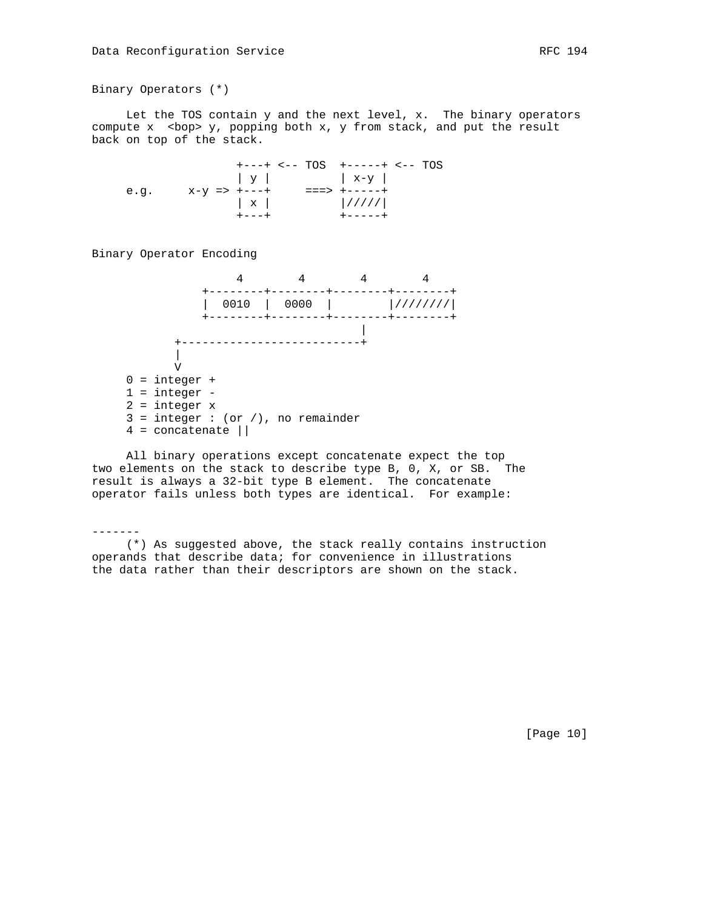Binary Operators (*)

Let the TOS contain y and the next level, x. The binary operators compute x <bop> y, popping both x, y from stack, and put the result back on top of the stack.

```
                 +---+ <-- TOS  +-----+ <-- TOS
                 | y |          | x-y |
     e.g.   x-y => +---+     ===> +-----+
                 | x |          |/////|
                 +---+          +-----+
```

Binary Operator Encoding

```
                  4        4        4        4
              +--------+--------+--------+--------+
              |  0010  |  0000  |        |////////|
              +--------+--------+--------+--------+
                                    |
          +--------------------------+
          |
          V
     0 = integer +
     1 = integer -
     2 = integer x
     3 = integer : (or /), no remainder
     4 = concatenate ||
```

All binary operations except concatenate expect the top two elements on the stack to describe type B, 0, X, or SB. The result is always a 32-bit type B element. The concatenate operator fails unless both types are identical. For example:

-------

(*) As suggested above, the stack really contains instruction operands that describe data; for convenience in illustrations the data rather than their descriptors are shown on the stack.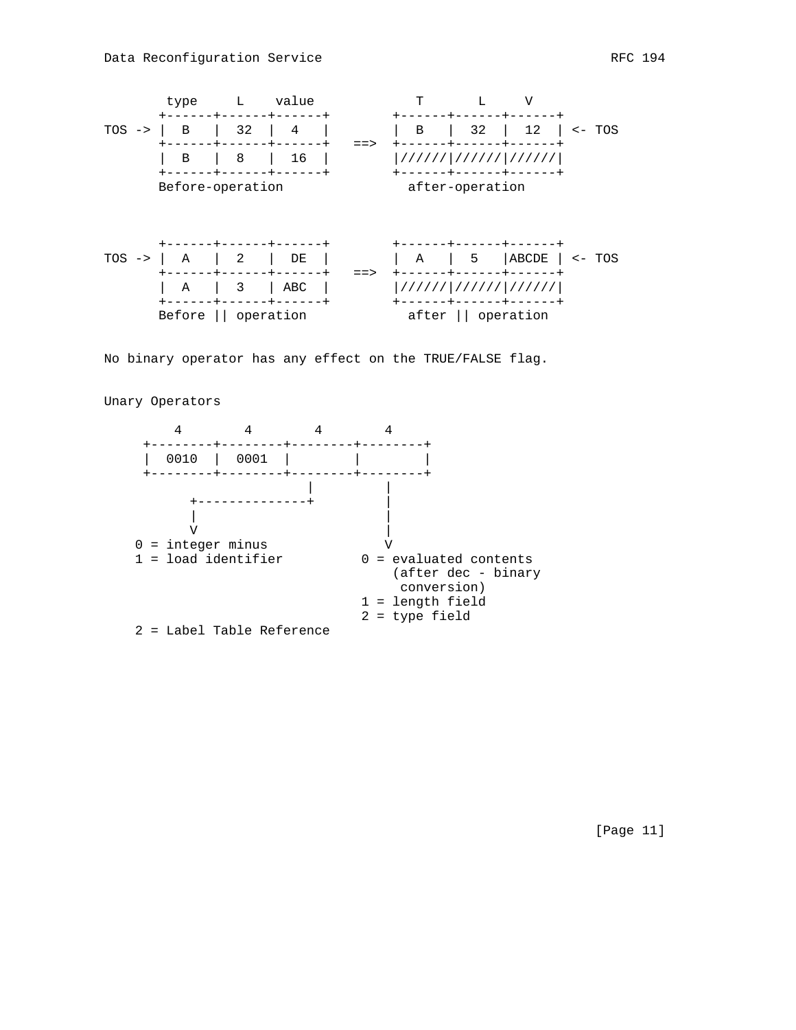```
        type     L    value              T       L     V
       +------+------+------+         +------+------+------+
TOS -> |  B   |  32  |  4   |         |  B   |  32  |  12  | <- TOS
       +------+------+------+   ==>   +------+------+------+
       |  B   |  8   |  16  |         |//////|//////|//////|
       +------+------+------+         +------+------+------+
       Before-operation                 after-operation



       +------+------+------+         +------+------+------+
TOS -> |  A   |  2   |  DE  |         |  A   |  5   |ABCDE | <- TOS
       +------+------+------+   ==>   +------+------+------+
       |  A   |  3   | ABC  |         |//////|//////|//////|
       +------+------+------+         +------+------+------+
       Before || operation              after || operation
```

No binary operator has any effect on the TRUE/FALSE flag.

Unary Operators

```
         4        4        4        4
     +--------+--------+--------+--------+
     |  0010  |  0001  |        |        |
     +--------+--------+--------+--------+
                           |         |
           +--------------+          |
           |                         |
           V                         |
    0 = integer minus                V
    1 = load identifier          0 = evaluated contents
                                     (after dec - binary
                                      conversion)
                                 1 = length field
                                 2 = type field
    2 = Label Table Reference
```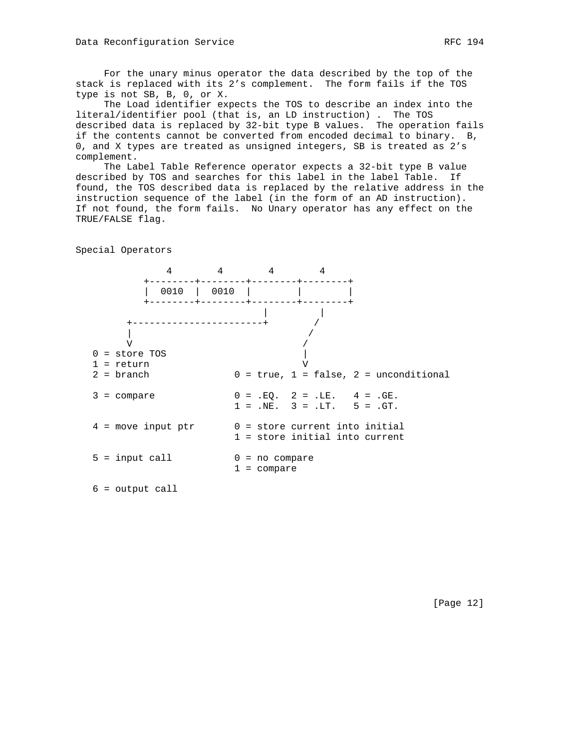For the unary minus operator the data described by the top of the stack is replaced with its 2's complement. The form fails if the TOS type is not SB, B, 0, or X.

The Load identifier expects the TOS to describe an index into the literal/identifier pool (that is, an LD instruction) . The TOS described data is replaced by 32-bit type B values. The operation fails if the contents cannot be converted from encoded decimal to binary. B, 0, and X types are treated as unsigned integers, SB is treated as 2's complement.

The Label Table Reference operator expects a 32-bit type B value described by TOS and searches for this label in the label Table. If found, the TOS described data is replaced by the relative address in the instruction sequence of the label (in the form of an AD instruction). If not found, the form fails. No Unary operator has any effect on the TRUE/FALSE flag.

Special Operators

```
              4        4        4        4
           +--------+--------+--------+--------+
           |  0010  |  0010  |        |        |
           +--------+--------+--------+--------+
                                 |        |
        +-----------------------+       /
        |                              /
        V                            /
   0 = store TOS                     |
   1 = return                        V
   2 = branch              0 = true, 1 = false, 2 = unconditional

   3 = compare             0 = .EQ.  2 = .LE.   4 = .GE.
                           1 = .NE.  3 = .LT.   5 = .GT.

   4 = move input ptr      0 = store current into initial
                           1 = store initial into current

   5 = input call          0 = no compare
                           1 = compare

   6 = output call
```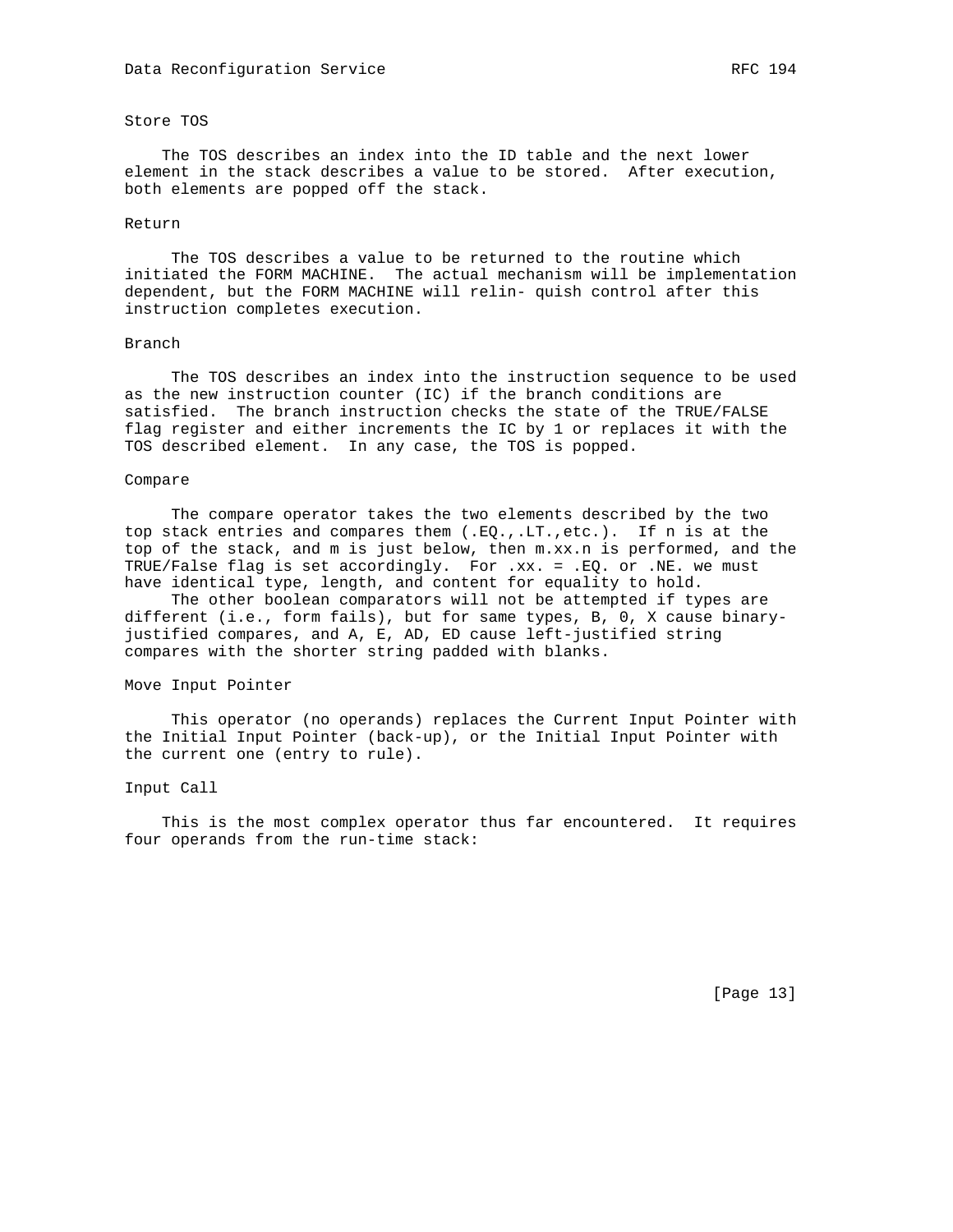### Store TOS

The TOS describes an index into the ID table and the next lower element in the stack describes a value to be stored. After execution, both elements are popped off the stack.

### Return

The TOS describes a value to be returned to the routine which initiated the FORM MACHINE. The actual mechanism will be implementation dependent, but the FORM MACHINE will relin- quish control after this instruction completes execution.

### Branch

The TOS describes an index into the instruction sequence to be used as the new instruction counter (IC) if the branch conditions are satisfied. The branch instruction checks the state of the TRUE/FALSE flag register and either increments the IC by 1 or replaces it with the TOS described element. In any case, the TOS is popped.

### Compare

The compare operator takes the two elements described by the two top stack entries and compares them (.EQ.,.LT.,etc.). If n is at the top of the stack, and m is just below, then m.xx.n is performed, and the TRUE/False flag is set accordingly. For .xx. = .EQ. or .NE. we must have identical type, length, and content for equality to hold.

The other boolean comparators will not be attempted if types are different (i.e., form fails), but for same types, B, 0, X cause binary-justified compares, and A, E, AD, ED cause left-justified string compares with the shorter string padded with blanks.

### Move Input Pointer

This operator (no operands) replaces the Current Input Pointer with the Initial Input Pointer (back-up), or the Initial Input Pointer with the current one (entry to rule).

### Input Call

This is the most complex operator thus far encountered. It requires four operands from the run-time stack: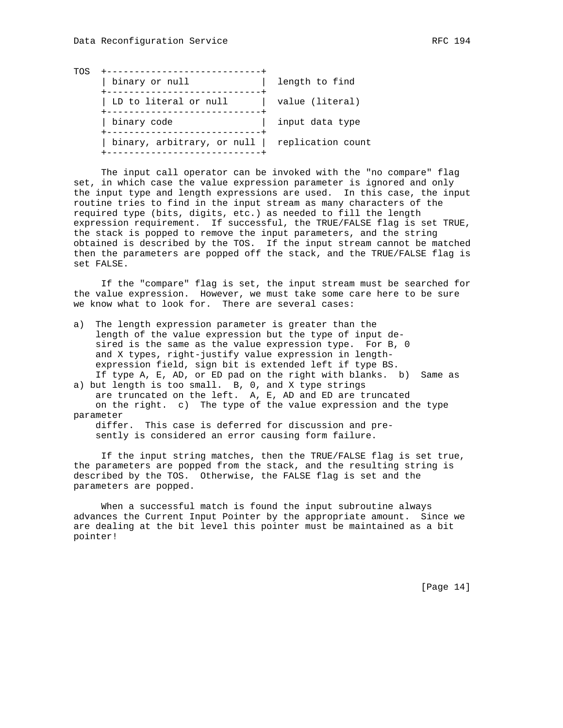```
TOS  +----------------------------+
     | binary or null             |  length to find
     +----------------------------+
     | LD to literal or null      |  value (literal)
     +----------------------------+
     | binary code                |  input data type
     +----------------------------+
     | binary, arbitrary, or null |  replication count
     +----------------------------+
```

The input call operator can be invoked with the "no compare" flag set, in which case the value expression parameter is ignored and only the input type and length expressions are used. In this case, the input routine tries to find in the input stream as many characters of the required type (bits, digits, etc.) as needed to fill the length expression requirement. If successful, the TRUE/FALSE flag is set TRUE, the stack is popped to remove the input parameters, and the string obtained is described by the TOS. If the input stream cannot be matched then the parameters are popped off the stack, and the TRUE/FALSE flag is set FALSE.

If the "compare" flag is set, the input stream must be searched for the value expression. However, we must take some care here to be sure we know what to look for. There are several cases:

a) The length expression parameter is greater than the length of the value expression but the type of input desired is the same as the value expression type. For B, 0 and X types, right-justify value expression in length-expression field, sign bit is extended left if type BS. If type A, E, AD, or ED pad on the right with blanks. b) Same as a) but length is too small. B, 0, and X type strings are truncated on the left. A, E, AD and ED are truncated on the right. c) The type of the value expression and the type parameter differ. This case is deferred for discussion and presently is considered an error causing form failure.

If the input string matches, then the TRUE/FALSE flag is set true, the parameters are popped from the stack, and the resulting string is described by the TOS. Otherwise, the FALSE flag is set and the parameters are popped.

When a successful match is found the input subroutine always advances the Current Input Pointer by the appropriate amount. Since we are dealing at the bit level this pointer must be maintained as a bit pointer!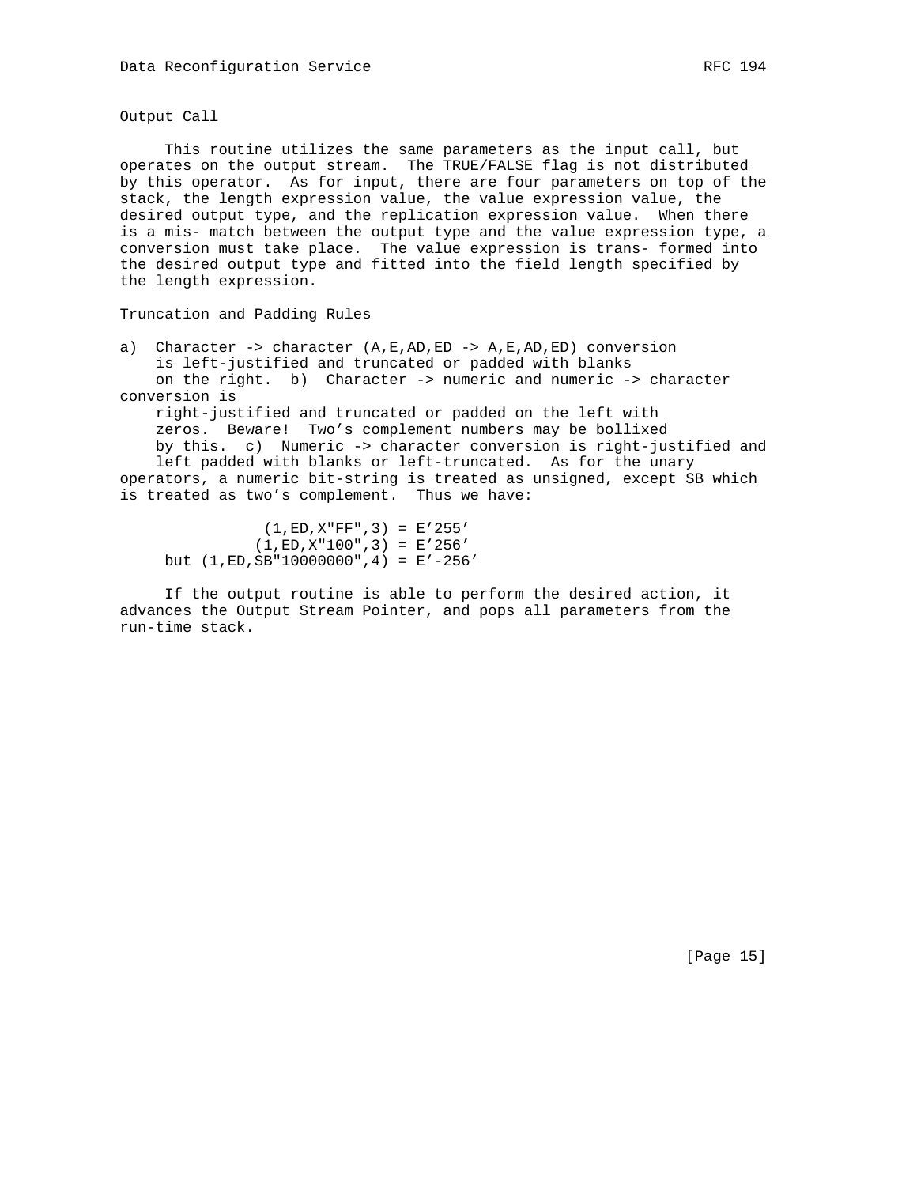### Output Call

This routine utilizes the same parameters as the input call, but operates on the output stream. The TRUE/FALSE flag is not distributed by this operator. As for input, there are four parameters on top of the stack, the length expression value, the value expression value, the desired output type, and the replication expression value. When there is a mis- match between the output type and the value expression type, a conversion must take place. The value expression is trans- formed into the desired output type and fitted into the field length specified by the length expression.

### Truncation and Padding Rules

a) Character -> character (A,E,AD,ED -> A,E,AD,ED) conversion is left-justified and truncated or padded with blanks on the right.

b) Character -> numeric and numeric -> character conversion is right-justified and truncated or padded on the left with zeros. Beware! Two’s complement numbers may be bollixed by this.

c) Numeric -> character conversion is right-justified and left padded with blanks or left-truncated. As for the unary operators, a numeric bit-string is treated as unsigned, except SB which is treated as two’s complement. Thus we have:

```
               (1,ED,X"FF",3) = E'255'
              (1,ED,X"100",3) = E'256'
     but (1,ED,SB"10000000",4) = E'-256'
```

If the output routine is able to perform the desired action, it advances the Output Stream Pointer, and pops all parameters from the run-time stack.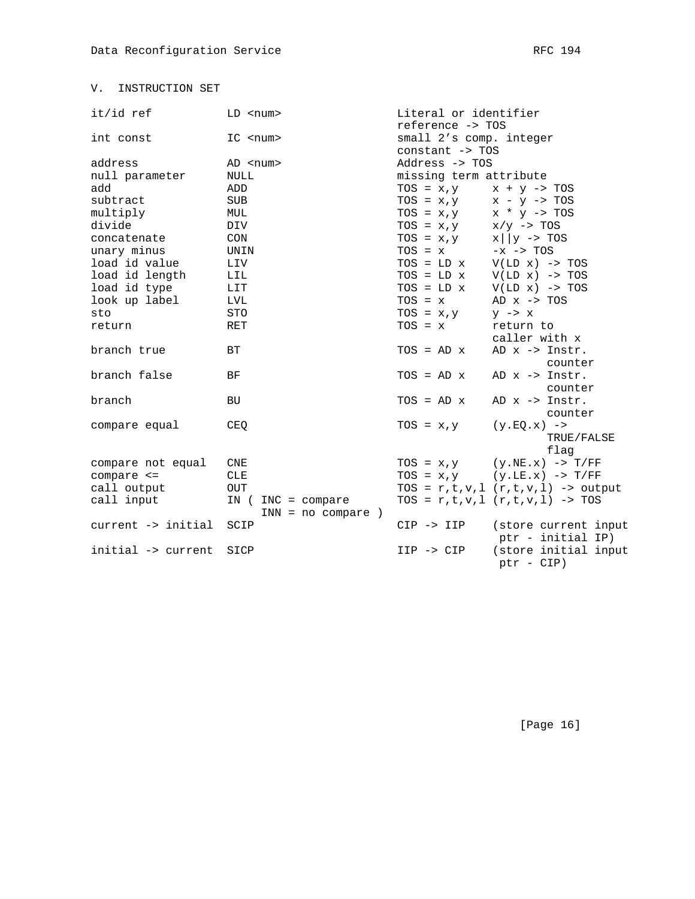## V. INSTRUCTION SET

```
it/id ref          LD <num>                  Literal or identifier
                                             reference -> TOS
int const          IC <num>                  small 2's comp. integer
                                             constant -> TOS
address            AD <num>                  Address -> TOS
null parameter     NULL                      missing term attribute
add                ADD                       TOS = x,y     x + y -> TOS
subtract           SUB                       TOS = x,y     x - y -> TOS
multiply           MUL                       TOS = x,y     x * y -> TOS
divide             DIV                       TOS = x,y     x/y -> TOS
concatenate        CON                       TOS = x,y     x||y -> TOS
unary minus        UNIN                      TOS = x       -x -> TOS
load id value      LIV                       TOS = LD x    V(LD x) -> TOS
load id length     LIL                       TOS = LD x    V(LD x) -> TOS
load id type       LIT                       TOS = LD x    V(LD x) -> TOS
look up label      LVL                       TOS = x       AD x -> TOS
sto                STO                       TOS = x,y     y -> x
return             RET                       TOS = x       return to
                                                           caller with x
branch true        BT                        TOS = AD x    AD x -> Instr.
                                                                  counter
branch false       BF                        TOS = AD x    AD x -> Instr.
                                                                  counter
branch             BU                        TOS = AD x    AD x -> Instr.
                                                                  counter
compare equal      CEQ                       TOS = x,y     (y.EQ.x) ->
                                                                  TRUE/FALSE
                                                                  flag
compare not equal  CNE                       TOS = x,y     (y.NE.x) -> T/FF
compare <=         CLE                       TOS = x,y     (y.LE.x) -> T/FF
call output        OUT                       TOS = r,t,v,l (r,t,v,l) -> output
call input         IN ( INC = compare        TOS = r,t,v,l (r,t,v,l) -> TOS
                        INN = no compare )
current -> initial  SCIP                     CIP -> IIP    (store current input
                                                            ptr - initial IP)
initial -> current  SICP                     IIP -> CIP    (store initial input
                                                            ptr - CIP)
```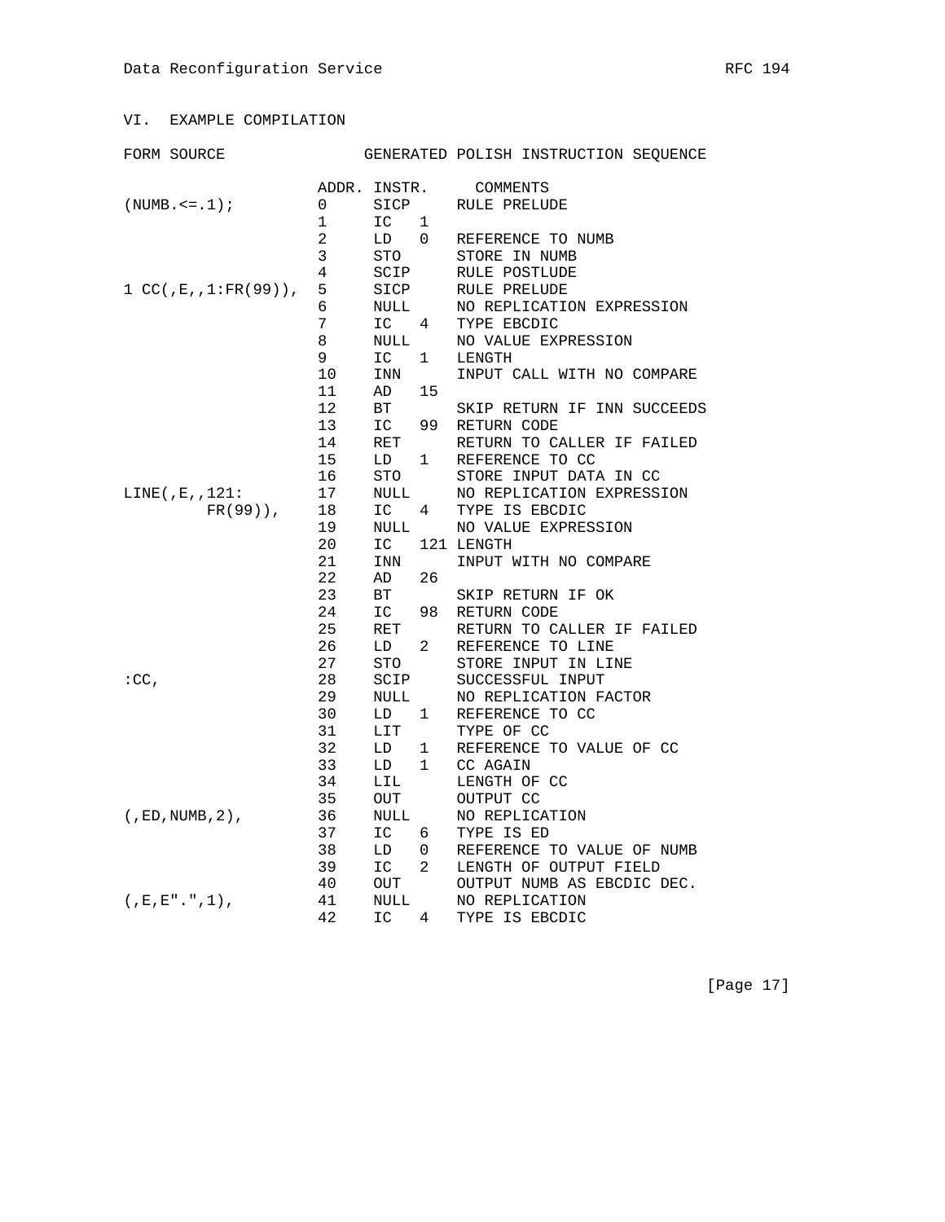## VI. EXAMPLE COMPILATION

```
FORM SOURCE               GENERATED POLISH INSTRUCTION SEQUENCE

                     ADDR. INSTR.     COMMENTS
(NUMB.<=.1);         0     SICP      RULE PRELUDE
                     1     IC   1
                     2     LD   0    REFERENCE TO NUMB
                     3     STO       STORE IN NUMB
                     4     SCIP      RULE POSTLUDE
1 CC(,E,,1:FR(99)),  5     SICP      RULE PRELUDE
                     6     NULL      NO REPLICATION EXPRESSION
                     7     IC   4    TYPE EBCDIC
                     8     NULL      NO VALUE EXPRESSION
                     9     IC   1    LENGTH
                     10    INN       INPUT CALL WITH NO COMPARE
                     11    AD   15
                     12    BT        SKIP RETURN IF INN SUCCEEDS
                     13    IC   99   RETURN CODE
                     14    RET       RETURN TO CALLER IF FAILED
                     15    LD   1    REFERENCE TO CC
                     16    STO       STORE INPUT DATA IN CC
LINE(,E,,121:        17    NULL      NO REPLICATION EXPRESSION
         FR(99)),    18    IC   4    TYPE IS EBCDIC
                     19    NULL      NO VALUE EXPRESSION
                     20    IC   121 LENGTH
                     21    INN       INPUT WITH NO COMPARE
                     22    AD   26
                     23    BT        SKIP RETURN IF OK
                     24    IC   98   RETURN CODE
                     25    RET       RETURN TO CALLER IF FAILED
                     26    LD   2    REFERENCE TO LINE
                     27    STO       STORE INPUT IN LINE
:CC,                 28    SCIP      SUCCESSFUL INPUT
                     29    NULL      NO REPLICATION FACTOR
                     30    LD   1    REFERENCE TO CC
                     31    LIT       TYPE OF CC
                     32    LD   1    REFERENCE TO VALUE OF CC
                     33    LD   1    CC AGAIN
                     34    LIL       LENGTH OF CC
                     35    OUT       OUTPUT CC
(,ED,NUMB,2),        36    NULL      NO REPLICATION
                     37    IC   6    TYPE IS ED
                     38    LD   0    REFERENCE TO VALUE OF NUMB
                     39    IC   2    LENGTH OF OUTPUT FIELD
                     40    OUT       OUTPUT NUMB AS EBCDIC DEC.
(,E,E".",1),         41    NULL      NO REPLICATION
                     42    IC   4    TYPE IS EBCDIC
```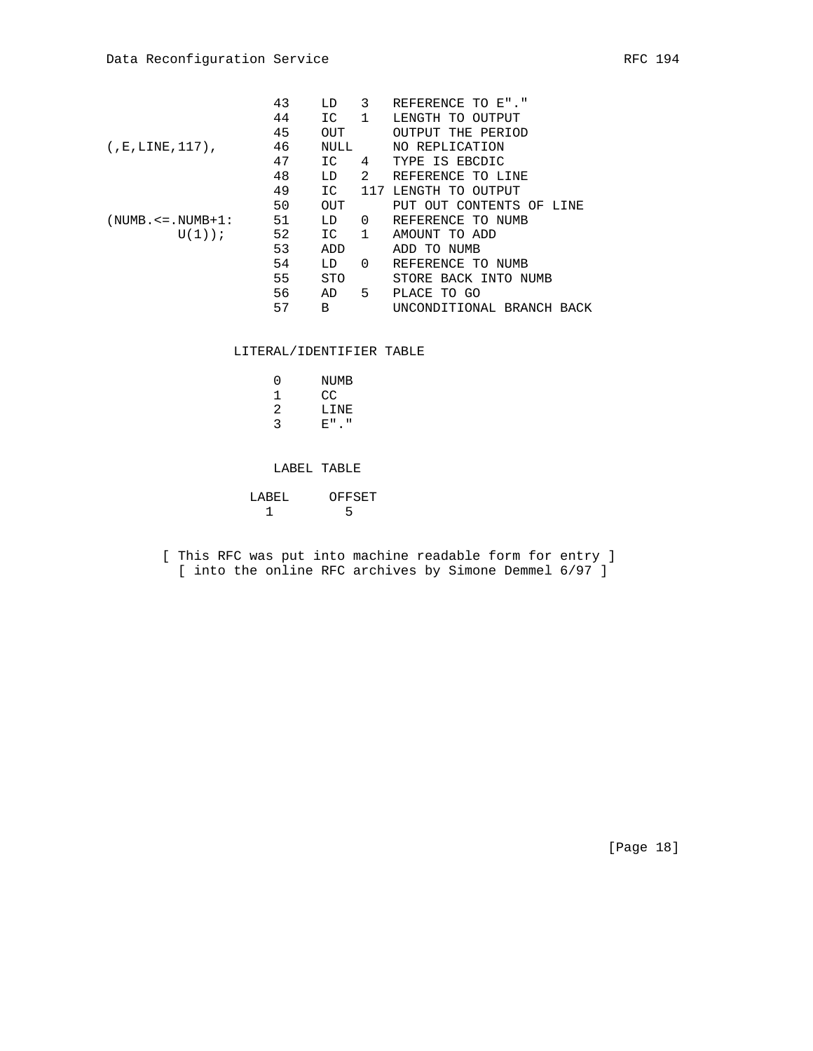```
                     43    LD   3   REFERENCE TO E"."
                     44    IC   1   LENGTH TO OUTPUT
                     45    OUT      OUTPUT THE PERIOD
(,E,LINE,117),       46    NULL     NO REPLICATION
                     47    IC   4   TYPE IS EBCDIC
                     48    LD   2   REFERENCE TO LINE
                     49    IC   117 LENGTH TO OUTPUT
                     50    OUT      PUT OUT CONTENTS OF LINE
(NUMB.<=.NUMB+1:     51    LD   0   REFERENCE TO NUMB
         U(1));      52    IC   1   AMOUNT TO ADD
                     53    ADD      ADD TO NUMB
                     54    LD   0   REFERENCE TO NUMB
                     55    STO      STORE BACK INTO NUMB
                     56    AD   5   PLACE TO GO
                     57    B        UNCONDITIONAL BRANCH BACK
```

LITERAL/IDENTIFIER TABLE

| | |
|---|---|
| 0 | NUMB |
| 1 | CC |
| 2 | LINE |
| 3 | E"." |

LABEL TABLE

| LABEL | OFFSET |
|---|---|
| 1 | 5 |

[ This RFC was put into machine readable form for entry ]
[ into the online RFC archives by Simone Demmel 6/97 ]